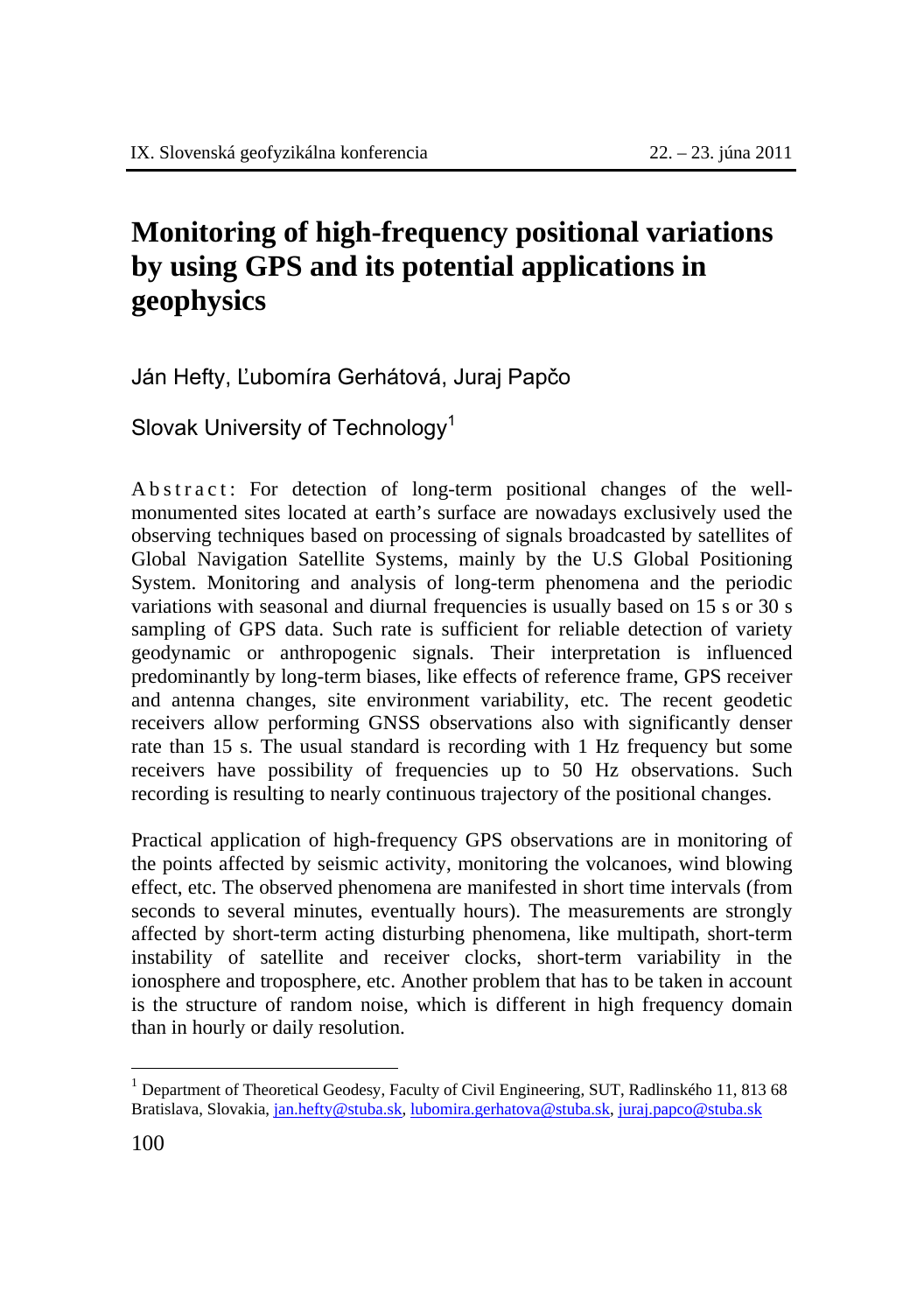# Monitoring of high-frequency positional variations by using GPS and its potential applications in geophysics

Ján Hefty, Ľubomíra Gerhátová, Juraj Papčo

Slovak University of Technology[1]

A b s t r a c t : For detection of long-term positional changes of the well-monumented sites located at earth's surface are nowadays exclusively used the observing techniques based on processing of signals broadcasted by satellites of Global Navigation Satellite Systems, mainly by the U.S Global Positioning System. Monitoring and analysis of long-term phenomena and the periodic variations with seasonal and diurnal frequencies is usually based on 15 s or 30 s sampling of GPS data. Such rate is sufficient for reliable detection of variety geodynamic or anthropogenic signals. Their interpretation is influenced predominantly by long-term biases, like effects of reference frame, GPS receiver and antenna changes, site environment variability, etc. The recent geodetic receivers allow performing GNSS observations also with significantly denser rate than 15 s. The usual standard is recording with 1 Hz frequency but some receivers have possibility of frequencies up to 50 Hz observations. Such recording is resulting to nearly continuous trajectory of the positional changes.

Practical application of high-frequency GPS observations are in monitoring of the points affected by seismic activity, monitoring the volcanoes, wind blowing effect, etc. The observed phenomena are manifested in short time intervals (from seconds to several minutes, eventually hours). The measurements are strongly affected by short-term acting disturbing phenomena, like multipath, short-term instability of satellite and receiver clocks, short-term variability in the ionosphere and troposphere, etc. Another problem that has to be taken in account is the structure of random noise, which is different in high frequency domain than in hourly or daily resolution.

---

[1] Department of Theoretical Geodesy, Faculty of Civil Engineering, SUT, Radlinského 11, 813 68 Bratislava, Slovakia, jan.hefty@stuba.sk, lubomira.gerhatova@stuba.sk, juraj.papco@stuba.sk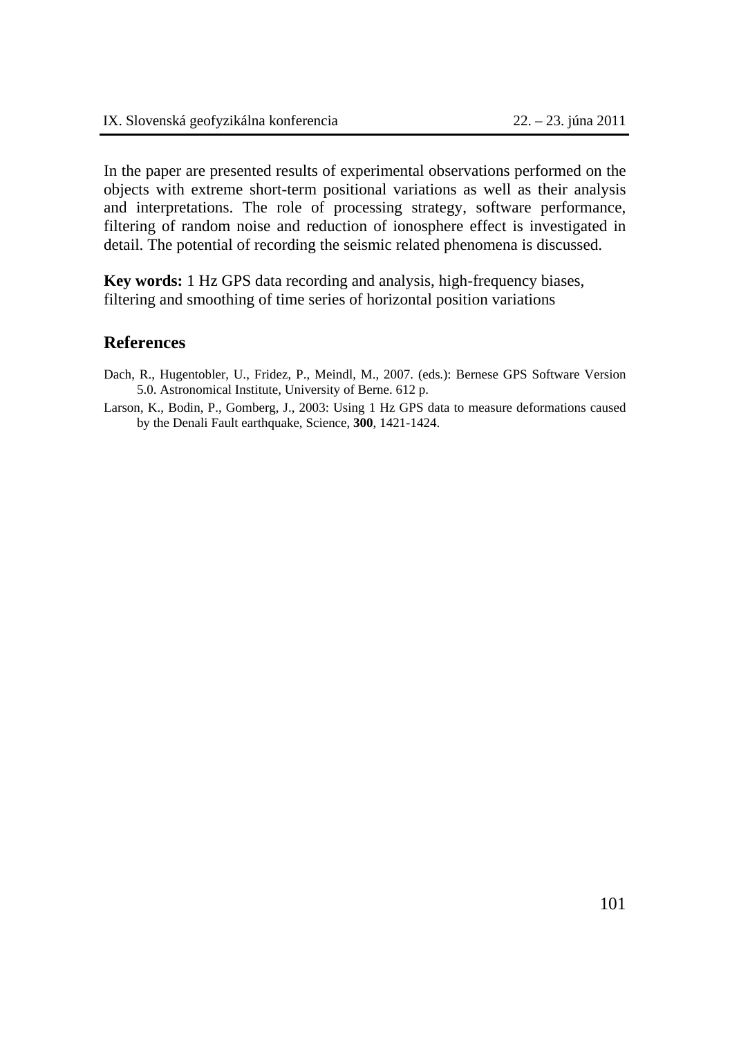In the paper are presented results of experimental observations performed on the objects with extreme short-term positional variations as well as their analysis and interpretations. The role of processing strategy, software performance, filtering of random noise and reduction of ionosphere effect is investigated in detail. The potential of recording the seismic related phenomena is discussed.

**Key words:** 1 Hz GPS data recording and analysis, high-frequency biases, filtering and smoothing of time series of horizontal position variations

## References

Dach, R., Hugentobler, U., Fridez, P., Meindl, M., 2007. (eds.): Bernese GPS Software Version 5.0. Astronomical Institute, University of Berne. 612 p.

Larson, K., Bodin, P., Gomberg, J., 2003: Using 1 Hz GPS data to measure deformations caused by the Denali Fault earthquake, Science, **300**, 1421-1424.